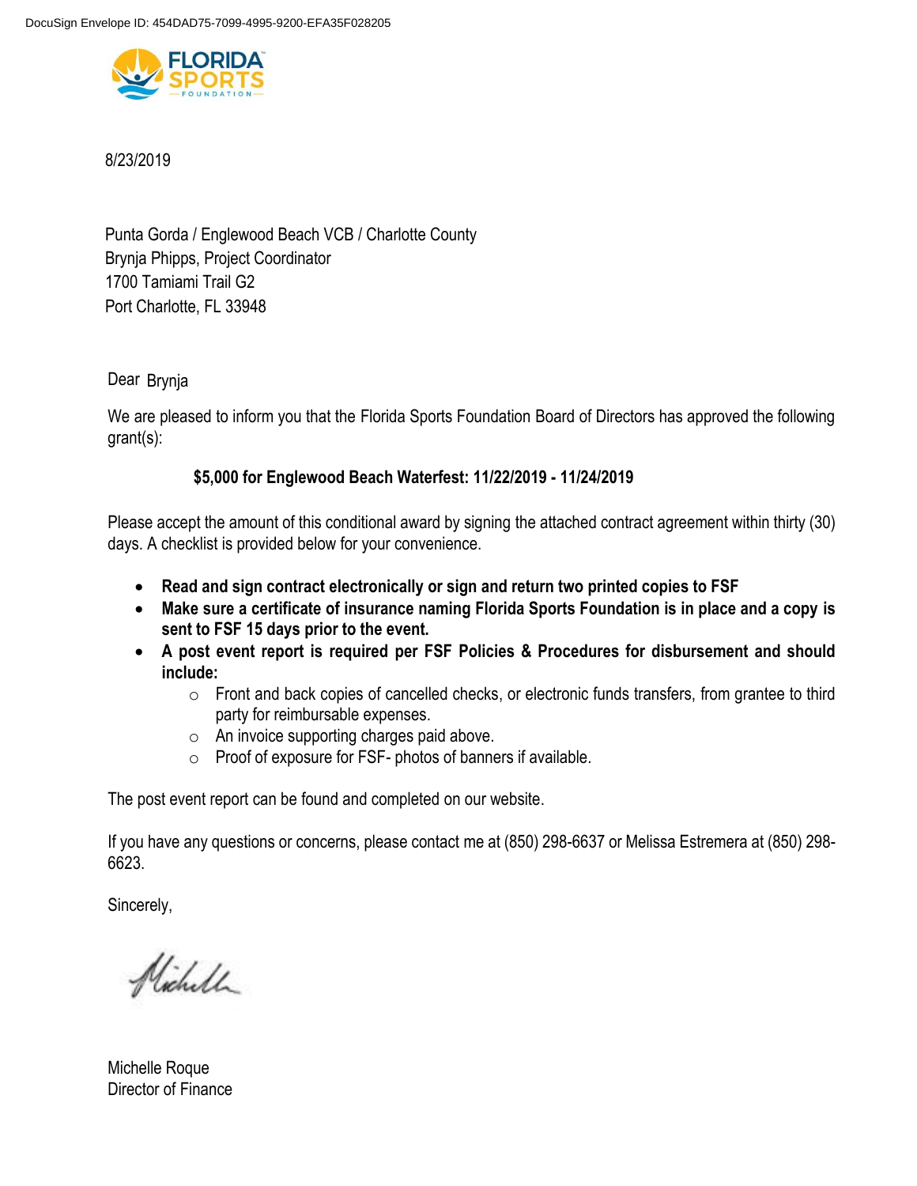DocuSign Envelope ID: 454DAD75-7099-4995-9200-EFA35F028205

8/23/2019

Punta Gorda / Englewood Beach VCB / Charlotte County
Brynja Phipps, Project Coordinator
1700 Tamiami Trail G2
Port Charlotte, FL 33948

Dear Brynja

We are pleased to inform you that the Florida Sports Foundation Board of Directors has approved the following grant(s):

**$5,000 for Englewood Beach Waterfest: 11/22/2019 - 11/24/2019**

Please accept the amount of this conditional award by signing the attached contract agreement within thirty (30) days. A checklist is provided below for your convenience.

- **Read and sign contract electronically or sign and return two printed copies to FSF**
- **Make sure a certificate of insurance naming Florida Sports Foundation is in place and a copy is sent to FSF 15 days prior to the event.**
- **A post event report is required per FSF Policies & Procedures for disbursement and should include:**
    - Front and back copies of cancelled checks, or electronic funds transfers, from grantee to third party for reimbursable expenses.
    - An invoice supporting charges paid above.
    - Proof of exposure for FSF- photos of banners if available.

The post event report can be found and completed on our website.

If you have any questions or concerns, please contact me at (850) 298-6637 or Melissa Estremera at (850) 298-6623.

Sincerely,

Michelle Roque
Director of Finance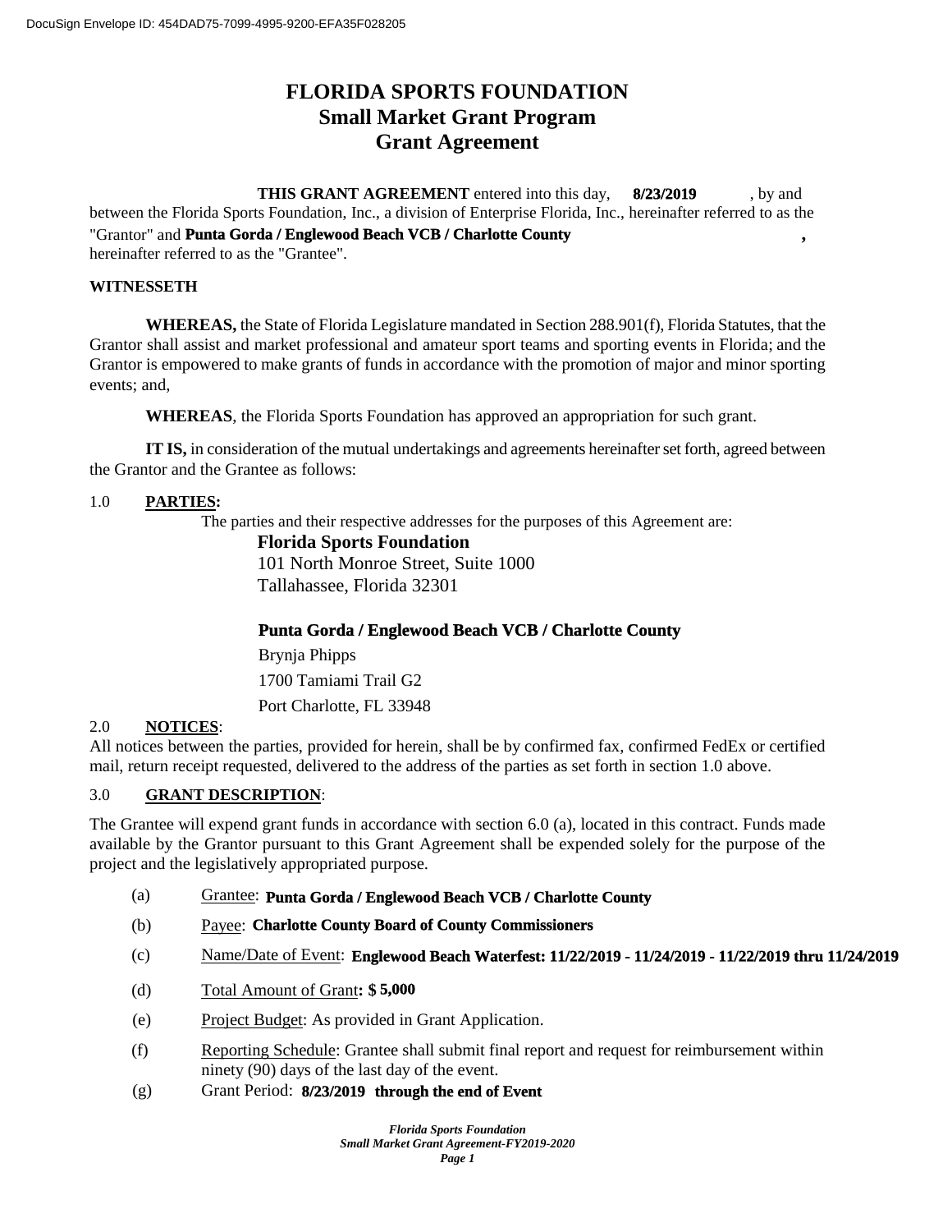# FLORIDA SPORTS FOUNDATION
## Small Market Grant Program
## Grant Agreement

**THIS GRANT AGREEMENT** entered into this day, **8/23/2019**, by and between the Florida Sports Foundation, Inc., a division of Enterprise Florida, Inc., hereinafter referred to as the "Grantor" and **Punta Gorda / Englewood Beach VCB / Charlotte County**, hereinafter referred to as the "Grantee".

**WITNESSETH**

**WHEREAS,** the State of Florida Legislature mandated in Section 288.901(f), Florida Statutes, that the Grantor shall assist and market professional and amateur sport teams and sporting events in Florida; and the Grantor is empowered to make grants of funds in accordance with the promotion of major and minor sporting events; and,

**WHEREAS**, the Florida Sports Foundation has approved an appropriation for such grant.

**IT IS,** in consideration of the mutual undertakings and agreements hereinafter set forth, agreed between the Grantor and the Grantee as follows:

1.0 **PARTIES:**

The parties and their respective addresses for the purposes of this Agreement are:

**Florida Sports Foundation**
101 North Monroe Street, Suite 1000
Tallahassee, Florida 32301

**Punta Gorda / Englewood Beach VCB / Charlotte County**
Brynja Phipps
1700 Tamiami Trail G2
Port Charlotte, FL 33948

2.0 **NOTICES**:

All notices between the parties, provided for herein, shall be by confirmed fax, confirmed FedEx or certified mail, return receipt requested, delivered to the address of the parties as set forth in section 1.0 above.

3.0 **GRANT DESCRIPTION**:

The Grantee will expend grant funds in accordance with section 6.0 (a), located in this contract. Funds made available by the Grantor pursuant to this Grant Agreement shall be expended solely for the purpose of the project and the legislatively appropriated purpose.

(a) Grantee: **Punta Gorda / Englewood Beach VCB / Charlotte County**

(b) Payee: **Charlotte County Board of County Commissioners**

(c) Name/Date of Event: **Englewood Beach Waterfest: 11/22/2019 - 11/24/2019 - 11/22/2019 thru 11/24/2019**

(d) Total Amount of Grant**: $ 5,000**

(e) Project Budget: As provided in Grant Application.

(f) Reporting Schedule: Grantee shall submit final report and request for reimbursement within ninety (90) days of the last day of the event.

(g) Grant Period: **8/23/2019 through the end of Event**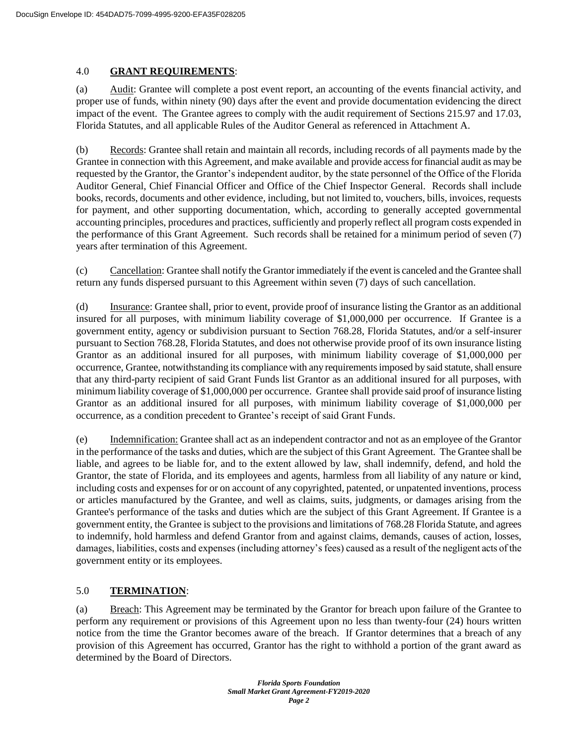## 4.0 **GRANT REQUIREMENTS**:

(a) Audit: Grantee will complete a post event report, an accounting of the events financial activity, and proper use of funds, within ninety (90) days after the event and provide documentation evidencing the direct impact of the event. The Grantee agrees to comply with the audit requirement of Sections 215.97 and 17.03, Florida Statutes, and all applicable Rules of the Auditor General as referenced in Attachment A.

(b) Records: Grantee shall retain and maintain all records, including records of all payments made by the Grantee in connection with this Agreement, and make available and provide access for financial audit as may be requested by the Grantor, the Grantor's independent auditor, by the state personnel of the Office of the Florida Auditor General, Chief Financial Officer and Office of the Chief Inspector General. Records shall include books, records, documents and other evidence, including, but not limited to, vouchers, bills, invoices, requests for payment, and other supporting documentation, which, according to generally accepted governmental accounting principles, procedures and practices, sufficiently and properly reflect all program costs expended in the performance of this Grant Agreement. Such records shall be retained for a minimum period of seven (7) years after termination of this Agreement.

(c) Cancellation: Grantee shall notify the Grantor immediately if the event is canceled and the Grantee shall return any funds dispersed pursuant to this Agreement within seven (7) days of such cancellation.

(d) Insurance: Grantee shall, prior to event, provide proof of insurance listing the Grantor as an additional insured for all purposes, with minimum liability coverage of $1,000,000 per occurrence. If Grantee is a government entity, agency or subdivision pursuant to Section 768.28, Florida Statutes, and/or a self-insurer pursuant to Section 768.28, Florida Statutes, and does not otherwise provide proof of its own insurance listing Grantor as an additional insured for all purposes, with minimum liability coverage of $1,000,000 per occurrence, Grantee, notwithstanding its compliance with any requirements imposed by said statute, shall ensure that any third-party recipient of said Grant Funds list Grantor as an additional insured for all purposes, with minimum liability coverage of $1,000,000 per occurrence. Grantee shall provide said proof of insurance listing Grantor as an additional insured for all purposes, with minimum liability coverage of $1,000,000 per occurrence, as a condition precedent to Grantee's receipt of said Grant Funds.

(e) Indemnification: Grantee shall act as an independent contractor and not as an employee of the Grantor in the performance of the tasks and duties, which are the subject of this Grant Agreement. The Grantee shall be liable, and agrees to be liable for, and to the extent allowed by law, shall indemnify, defend, and hold the Grantor, the state of Florida, and its employees and agents, harmless from all liability of any nature or kind, including costs and expenses for or on account of any copyrighted, patented, or unpatented inventions, process or articles manufactured by the Grantee, and well as claims, suits, judgments, or damages arising from the Grantee's performance of the tasks and duties which are the subject of this Grant Agreement. If Grantee is a government entity, the Grantee is subject to the provisions and limitations of 768.28 Florida Statute, and agrees to indemnify, hold harmless and defend Grantor from and against claims, demands, causes of action, losses, damages, liabilities, costs and expenses (including attorney's fees) caused as a result of the negligent acts of the government entity or its employees.

## 5.0 **TERMINATION**:

(a) Breach: This Agreement may be terminated by the Grantor for breach upon failure of the Grantee to perform any requirement or provisions of this Agreement upon no less than twenty-four (24) hours written notice from the time the Grantor becomes aware of the breach. If Grantor determines that a breach of any provision of this Agreement has occurred, Grantor has the right to withhold a portion of the grant award as determined by the Board of Directors.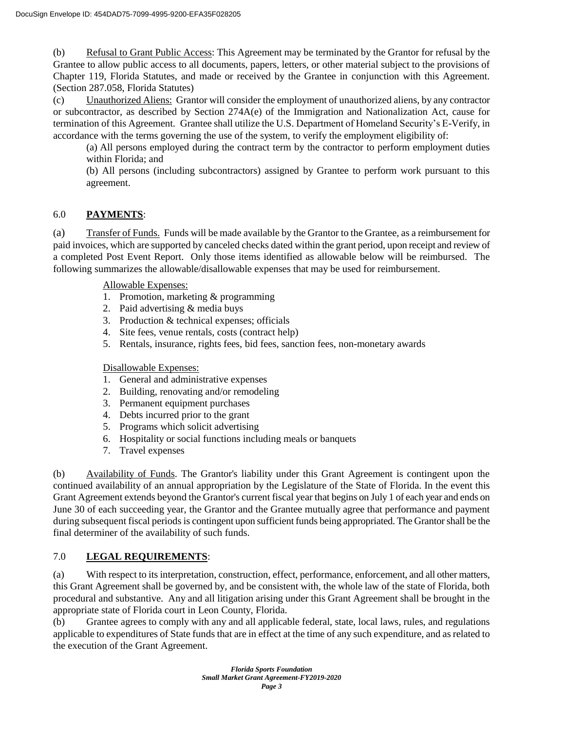(b) Refusal to Grant Public Access: This Agreement may be terminated by the Grantor for refusal by the Grantee to allow public access to all documents, papers, letters, or other material subject to the provisions of Chapter 119, Florida Statutes, and made or received by the Grantee in conjunction with this Agreement. (Section 287.058, Florida Statutes)

(c) Unauthorized Aliens: Grantor will consider the employment of unauthorized aliens, by any contractor or subcontractor, as described by Section 274A(e) of the Immigration and Nationalization Act, cause for termination of this Agreement. Grantee shall utilize the U.S. Department of Homeland Security's E-Verify, in accordance with the terms governing the use of the system, to verify the employment eligibility of:

(a) All persons employed during the contract term by the contractor to perform employment duties within Florida; and

(b) All persons (including subcontractors) assigned by Grantee to perform work pursuant to this agreement.

## 6.0 **PAYMENTS**:

(a) Transfer of Funds. Funds will be made available by the Grantor to the Grantee, as a reimbursement for paid invoices, which are supported by canceled checks dated within the grant period, upon receipt and review of a completed Post Event Report. Only those items identified as allowable below will be reimbursed. The following summarizes the allowable/disallowable expenses that may be used for reimbursement.

Allowable Expenses:

1. Promotion, marketing & programming
2. Paid advertising & media buys
3. Production & technical expenses; officials
4. Site fees, venue rentals, costs (contract help)
5. Rentals, insurance, rights fees, bid fees, sanction fees, non-monetary awards

Disallowable Expenses:

1. General and administrative expenses
2. Building, renovating and/or remodeling
3. Permanent equipment purchases
4. Debts incurred prior to the grant
5. Programs which solicit advertising
6. Hospitality or social functions including meals or banquets
7. Travel expenses

(b) Availability of Funds. The Grantor's liability under this Grant Agreement is contingent upon the continued availability of an annual appropriation by the Legislature of the State of Florida. In the event this Grant Agreement extends beyond the Grantor's current fiscal year that begins on July 1 of each year and ends on June 30 of each succeeding year, the Grantor and the Grantee mutually agree that performance and payment during subsequent fiscal periods is contingent upon sufficient funds being appropriated. The Grantor shall be the final determiner of the availability of such funds.

## 7.0 **LEGAL REQUIREMENTS**:

(a) With respect to its interpretation, construction, effect, performance, enforcement, and all other matters, this Grant Agreement shall be governed by, and be consistent with, the whole law of the state of Florida, both procedural and substantive. Any and all litigation arising under this Grant Agreement shall be brought in the appropriate state of Florida court in Leon County, Florida.

(b) Grantee agrees to comply with any and all applicable federal, state, local laws, rules, and regulations applicable to expenditures of State funds that are in effect at the time of any such expenditure, and as related to the execution of the Grant Agreement.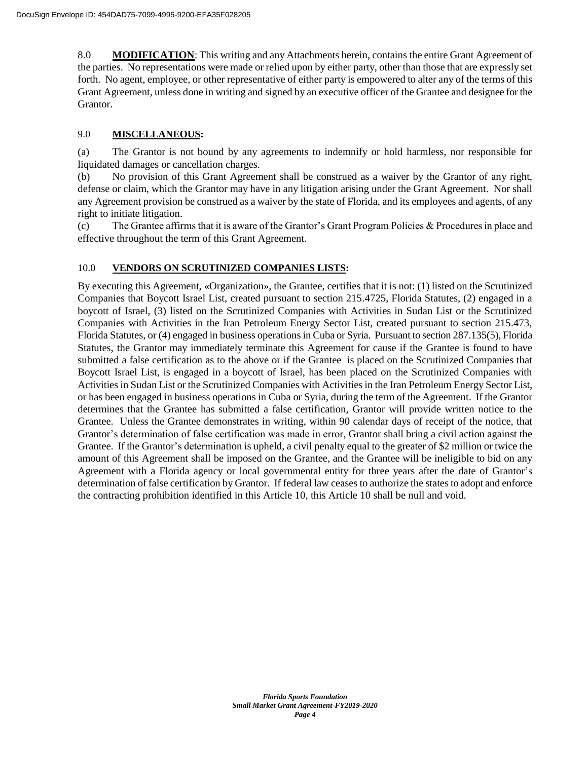8.0 **MODIFICATION**: This writing and any Attachments herein, contains the entire Grant Agreement of the parties. No representations were made or relied upon by either party, other than those that are expressly set forth. No agent, employee, or other representative of either party is empowered to alter any of the terms of this Grant Agreement, unless done in writing and signed by an executive officer of the Grantee and designee for the Grantor.

9.0 **MISCELLANEOUS:**

(a) The Grantor is not bound by any agreements to indemnify or hold harmless, nor responsible for liquidated damages or cancellation charges.

(b) No provision of this Grant Agreement shall be construed as a waiver by the Grantor of any right, defense or claim, which the Grantor may have in any litigation arising under the Grant Agreement. Nor shall any Agreement provision be construed as a waiver by the state of Florida, and its employees and agents, of any right to initiate litigation.

(c) The Grantee affirms that it is aware of the Grantor's Grant Program Policies & Procedures in place and effective throughout the term of this Grant Agreement.

10.0 **VENDORS ON SCRUTINIZED COMPANIES LISTS:**

By executing this Agreement, «Organization», the Grantee, certifies that it is not: (1) listed on the Scrutinized Companies that Boycott Israel List, created pursuant to section 215.4725, Florida Statutes, (2) engaged in a boycott of Israel, (3) listed on the Scrutinized Companies with Activities in Sudan List or the Scrutinized Companies with Activities in the Iran Petroleum Energy Sector List, created pursuant to section 215.473, Florida Statutes, or (4) engaged in business operations in Cuba or Syria. Pursuant to section 287.135(5), Florida Statutes, the Grantor may immediately terminate this Agreement for cause if the Grantee is found to have submitted a false certification as to the above or if the Grantee is placed on the Scrutinized Companies that Boycott Israel List, is engaged in a boycott of Israel, has been placed on the Scrutinized Companies with Activities in Sudan List or the Scrutinized Companies with Activities in the Iran Petroleum Energy Sector List, or has been engaged in business operations in Cuba or Syria, during the term of the Agreement. If the Grantor determines that the Grantee has submitted a false certification, Grantor will provide written notice to the Grantee. Unless the Grantee demonstrates in writing, within 90 calendar days of receipt of the notice, that Grantor's determination of false certification was made in error, Grantor shall bring a civil action against the Grantee. If the Grantor's determination is upheld, a civil penalty equal to the greater of $2 million or twice the amount of this Agreement shall be imposed on the Grantee, and the Grantee will be ineligible to bid on any Agreement with a Florida agency or local governmental entity for three years after the date of Grantor's determination of false certification by Grantor. If federal law ceases to authorize the states to adopt and enforce the contracting prohibition identified in this Article 10, this Article 10 shall be null and void.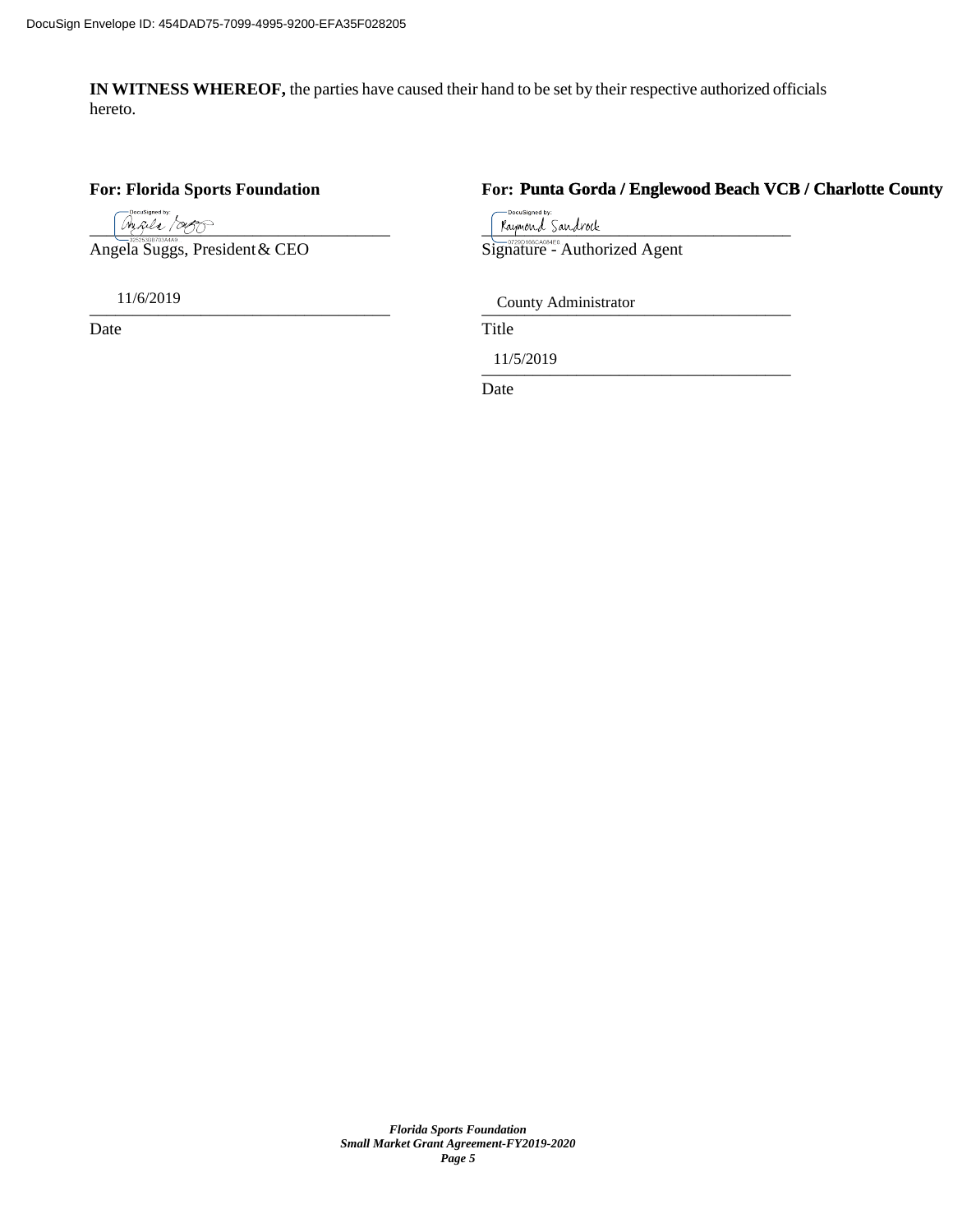**IN WITNESS WHEREOF,** the parties have caused their hand to be set by their respective authorized officials hereto.

**For: Florida Sports Foundation**

Angela Suggs, President & CEO

11/6/2019

Date

**For: Punta Gorda / Englewood Beach VCB / Charlotte County**

Raymond Sandrock

Signature - Authorized Agent

County Administrator

Title

11/5/2019

Date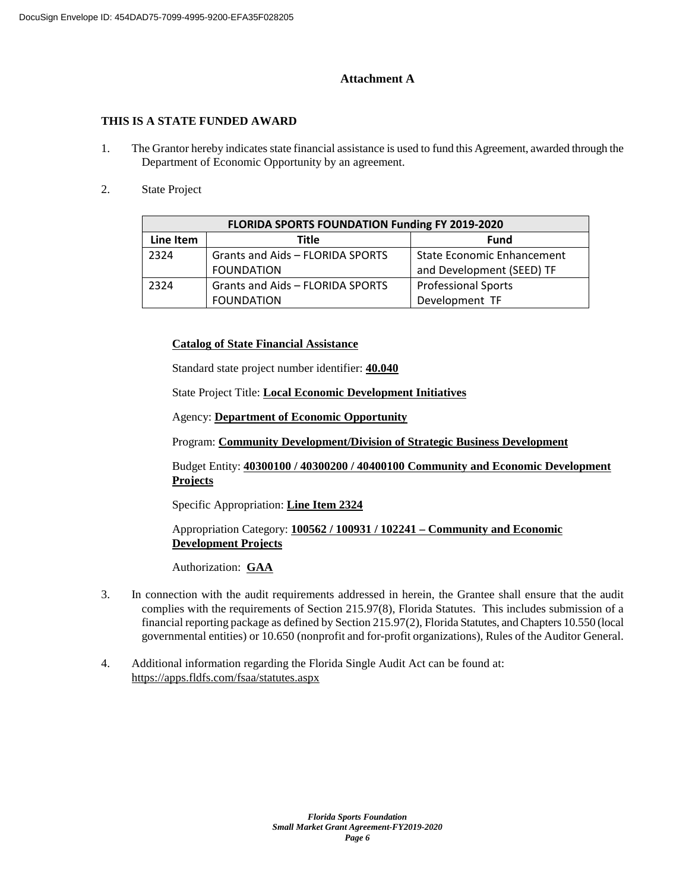## Attachment A

**THIS IS A STATE FUNDED AWARD**

1. The Grantor hereby indicates state financial assistance is used to fund this Agreement, awarded through the Department of Economic Opportunity by an agreement.

2. State Project

| FLORIDA SPORTS FOUNDATION Funding FY 2019-2020 | | |
|---|---|---|
| **Line Item** | **Title** | **Fund** |
| 2324 | Grants and Aids – FLORIDA SPORTS FOUNDATION | State Economic Enhancement and Development (SEED) TF |
| 2324 | Grants and Aids – FLORIDA SPORTS FOUNDATION | Professional Sports Development TF |

**Catalog of State Financial Assistance**

Standard state project number identifier: **40.040**

State Project Title: **Local Economic Development Initiatives**

Agency: **Department of Economic Opportunity**

Program: **Community Development/Division of Strategic Business Development**

Budget Entity: **40300100 / 40300200 / 40400100 Community and Economic Development Projects**

Specific Appropriation: **Line Item 2324**

Appropriation Category: **100562 / 100931 / 102241 – Community and Economic Development Projects**

Authorization: **GAA**

3. In connection with the audit requirements addressed in herein, the Grantee shall ensure that the audit complies with the requirements of Section 215.97(8), Florida Statutes. This includes submission of a financial reporting package as defined by Section 215.97(2), Florida Statutes, and Chapters 10.550 (local governmental entities) or 10.650 (nonprofit and for-profit organizations), Rules of the Auditor General.

4. Additional information regarding the Florida Single Audit Act can be found at: https://apps.fldfs.com/fsaa/statutes.aspx